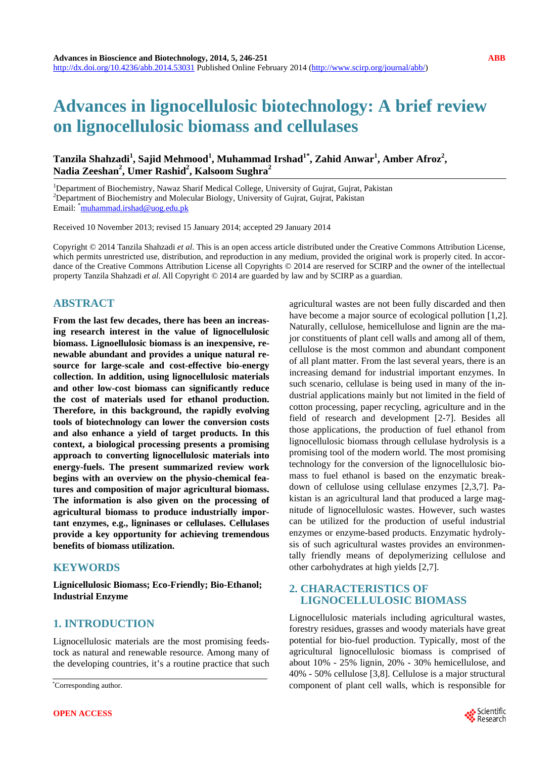# Advances in lignocellulosic biotechnology: A brief review on lignocellulosic biomass and cellulases

**Tanzila Shahzadi[1], Sajid Mehmood[1], Muhammad Irshad[1*], Zahid Anwar[1], Amber Afroz[2], Nadia Zeeshan[2], Umer Rashid[2], Kalsoom Sughra[2]**

[1]Department of Biochemistry, Nawaz Sharif Medical College, University of Gujrat, Gujrat, Pakistan
[2]Department of Biochemistry and Molecular Biology, University of Gujrat, Gujrat, Pakistan
Email: [*]muhammad.irshad@uog.edu.pk

Received 10 November 2013; revised 15 January 2014; accepted 29 January 2014

Copyright © 2014 Tanzila Shahzadi *et al*. This is an open access article distributed under the Creative Commons Attribution License, which permits unrestricted use, distribution, and reproduction in any medium, provided the original work is properly cited. In accordance of the Creative Commons Attribution License all Copyrights © 2014 are reserved for SCIRP and the owner of the intellectual property Tanzila Shahzadi *et al*. All Copyright © 2014 are guarded by law and by SCIRP as a guardian.

## ABSTRACT

**From the last few decades, there has been an increasing research interest in the value of lignocellulosic biomass. Lignoellulosic biomass is an inexpensive, renewable abundant and provides a unique natural resource for large-scale and cost-effective bio-energy collection. In addition, using lignocellulosic materials and other low-cost biomass can significantly reduce the cost of materials used for ethanol production. Therefore, in this background, the rapidly evolving tools of biotechnology can lower the conversion costs and also enhance a yield of target products. In this context, a biological processing presents a promising approach to converting lignocellulosic materials into energy-fuels. The present summarized review work begins with an overview on the physio-chemical features and composition of major agricultural biomass. The information is also given on the processing of agricultural biomass to produce industrially important enzymes, e.g., ligninases or cellulases. Cellulases provide a key opportunity for achieving tremendous benefits of biomass utilization.**

## KEYWORDS

**Lignicellulosic Biomass; Eco-Friendly; Bio-Ethanol; Industrial Enzyme**

## 1. INTRODUCTION

Lignocellulosic materials are the most promising feedstock as natural and renewable resource. Among many of the developing countries, it's a routine practice that such agricultural wastes are not been fully discarded and then have become a major source of ecological pollution [1,2]. Naturally, cellulose, hemicellulose and lignin are the major constituents of plant cell walls and among all of them, cellulose is the most common and abundant component of all plant matter. From the last several years, there is an increasing demand for industrial important enzymes. In such scenario, cellulase is being used in many of the industrial applications mainly but not limited in the field of cotton processing, paper recycling, agriculture and in the field of research and development [2-7]. Besides all those applications, the production of fuel ethanol from lignocellulosic biomass through cellulase hydrolysis is a promising tool of the modern world. The most promising technology for the conversion of the lignocellulosic biomass to fuel ethanol is based on the enzymatic breakdown of cellulose using cellulase enzymes [2,3,7]. Pakistan is an agricultural land that produced a large magnitude of lignocellulosic wastes. However, such wastes can be utilized for the production of useful industrial enzymes or enzyme-based products. Enzymatic hydrolysis of such agricultural wastes provides an environmentally friendly means of depolymerizing cellulose and other carbohydrates at high yields [2,7].

## 2. CHARACTERISTICS OF LIGNOCELLULOSIC BIOMASS

Lignocellulosic materials including agricultural wastes, forestry residues, grasses and woody materials have great potential for bio-fuel production. Typically, most of the agricultural lignocellulosic biomass is comprised of about 10% - 25% lignin, 20% - 30% hemicellulose, and 40% - 50% cellulose [3,8]. Cellulose is a major structural component of plant cell walls, which is responsible for

[*]Corresponding author.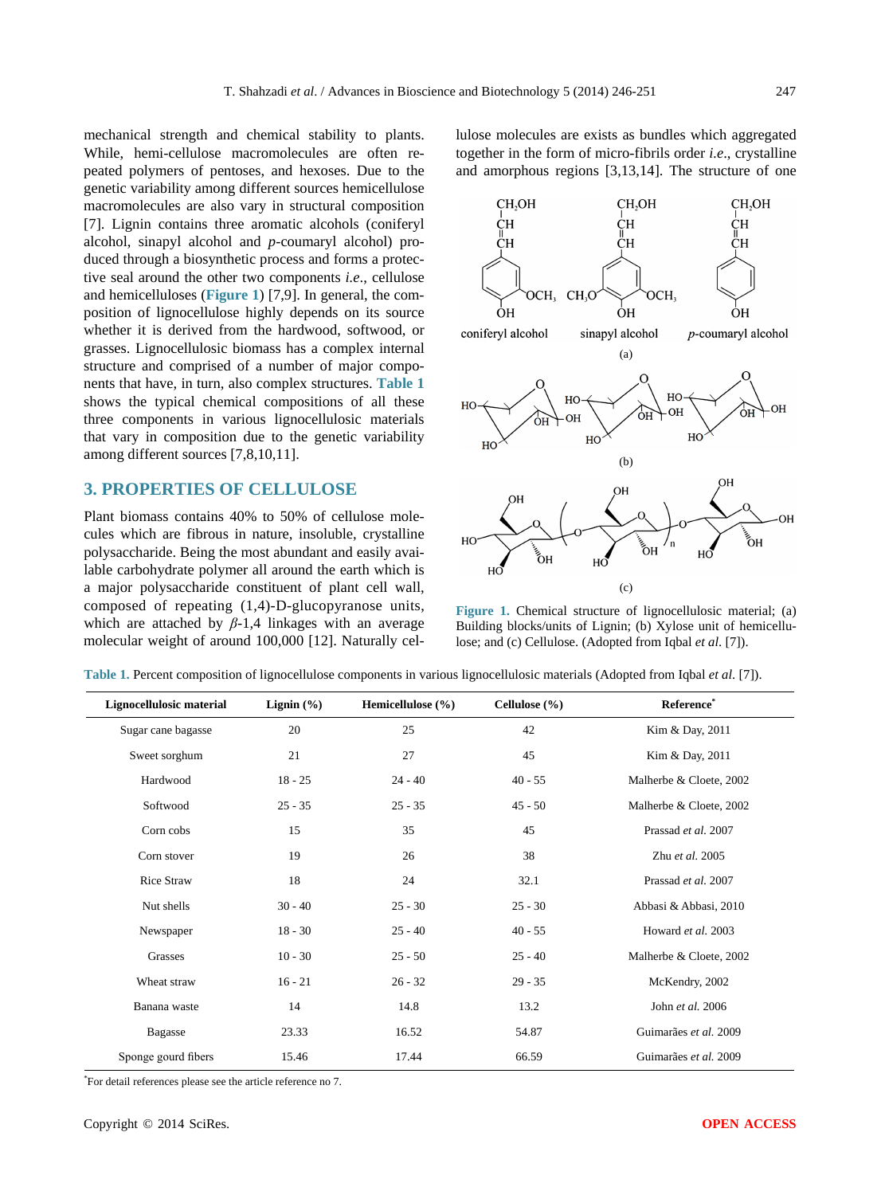mechanical strength and chemical stability to plants. While, hemi-cellulose macromolecules are often repeated polymers of pentoses, and hexoses. Due to the genetic variability among different sources hemicellulose macromolecules are also vary in structural composition [7]. Lignin contains three aromatic alcohols (coniferyl alcohol, sinapyl alcohol and *p*-coumaryl alcohol) produced through a biosynthetic process and forms a protective seal around the other two components *i.e.*, cellulose and hemicelluloses (**Figure 1**) [7,9]. In general, the composition of lignocellulose highly depends on its source whether it is derived from the hardwood, softwood, or grasses. Lignocellulosic biomass has a complex internal structure and comprised of a number of major components that have, in turn, also complex structures. **Table 1** shows the typical chemical compositions of all these three components in various lignocellulosic materials that vary in composition due to the genetic variability among different sources [7,8,10,11].

## 3. PROPERTIES OF CELLULOSE

Plant biomass contains 40% to 50% of cellulose molecules which are fibrous in nature, insoluble, crystalline polysaccharide. Being the most abundant and easily available carbohydrate polymer all around the earth which is a major polysaccharide constituent of plant cell wall, composed of repeating (1,4)-D-glucopyranose units, which are attached by *β*-1,4 linkages with an average molecular weight of around 100,000 [12]. Naturally cellulose molecules are exists as bundles which aggregated together in the form of micro-fibrils order *i.e.*, crystalline and amorphous regions [3,13,14]. The structure of one

**Figure 1.** Chemical structure of lignocellulosic material; (a) Building blocks/units of Lignin; (b) Xylose unit of hemicellulose; and (c) Cellulose. (Adopted from Iqbal *et al.* [7]).

**Table 1.** Percent composition of lignocellulose components in various lignocellulosic materials (Adopted from Iqbal *et al.* [7]).

| Lignocellulosic material | Lignin (%) | Hemicellulose (%) | Cellulose (%) | Reference* |
|---|---|---|---|---|
| Sugar cane bagasse | 20 | 25 | 42 | Kim & Day, 2011 |
| Sweet sorghum | 21 | 27 | 45 | Kim & Day, 2011 |
| Hardwood | 18 - 25 | 24 - 40 | 40 - 55 | Malherbe & Cloete, 2002 |
| Softwood | 25 - 35 | 25 - 35 | 45 - 50 | Malherbe & Cloete, 2002 |
| Corn cobs | 15 | 35 | 45 | Prassad *et al.* 2007 |
| Corn stover | 19 | 26 | 38 | Zhu *et al.* 2005 |
| Rice Straw | 18 | 24 | 32.1 | Prassad *et al.* 2007 |
| Nut shells | 30 - 40 | 25 - 30 | 25 - 30 | Abbasi & Abbasi, 2010 |
| Newspaper | 18 - 30 | 25 - 40 | 40 - 55 | Howard *et al.* 2003 |
| Grasses | 10 - 30 | 25 - 50 | 25 - 40 | Malherbe & Cloete, 2002 |
| Wheat straw | 16 - 21 | 26 - 32 | 29 - 35 | McKendry, 2002 |
| Banana waste | 14 | 14.8 | 13.2 | John *et al.* 2006 |
| Bagasse | 23.33 | 16.52 | 54.87 | Guimarães *et al.* 2009 |
| Sponge gourd fibers | 15.46 | 17.44 | 66.59 | Guimarães *et al.* 2009 |

*For detail references please see the article reference no 7.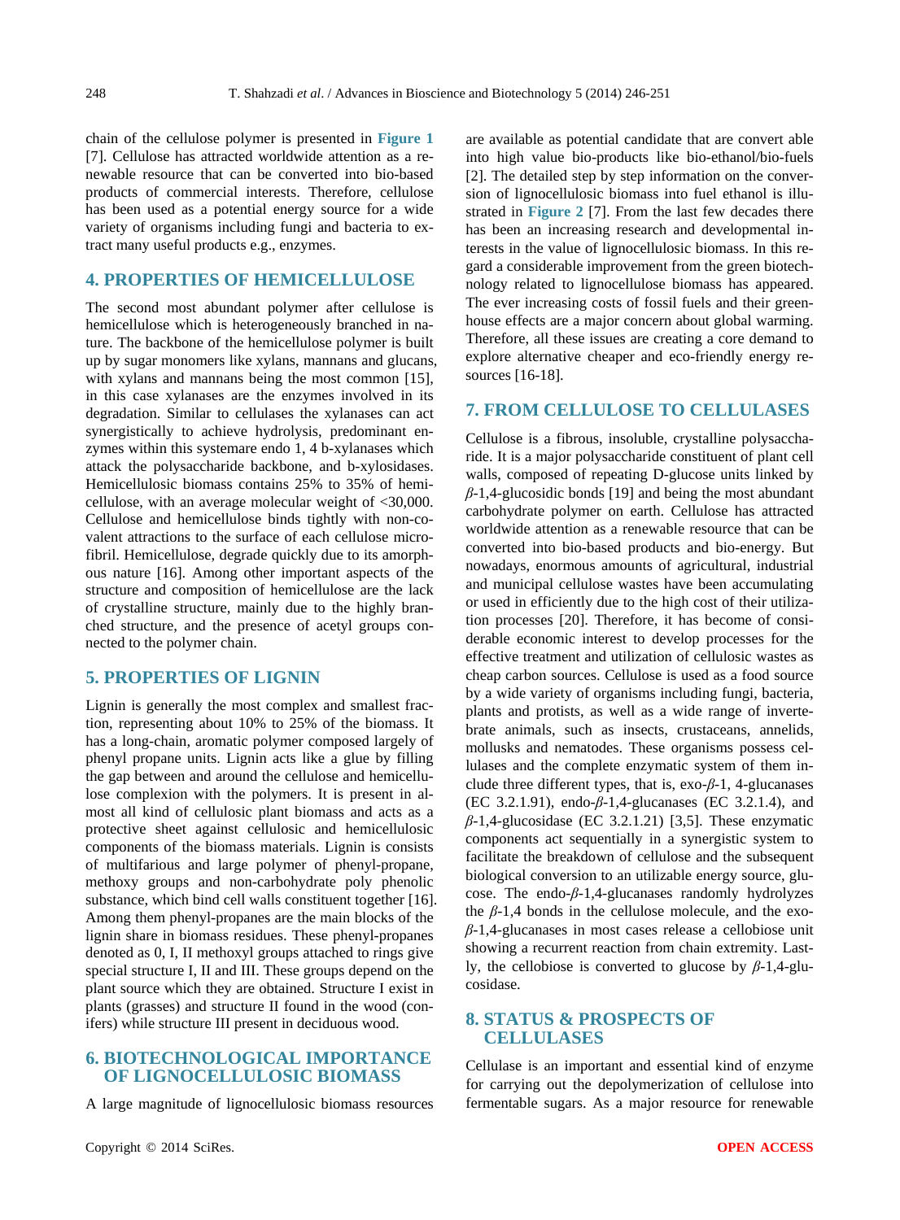chain of the cellulose polymer is presented in **Figure 1** [7]. Cellulose has attracted worldwide attention as a renewable resource that can be converted into bio-based products of commercial interests. Therefore, cellulose has been used as a potential energy source for a wide variety of organisms including fungi and bacteria to extract many useful products e.g., enzymes.

## 4. PROPERTIES OF HEMICELLULOSE

The second most abundant polymer after cellulose is hemicellulose which is heterogeneously branched in nature. The backbone of the hemicellulose polymer is built up by sugar monomers like xylans, mannans and glucans, with xylans and mannans being the most common [15], in this case xylanases are the enzymes involved in its degradation. Similar to cellulases the xylanases can act synergistically to achieve hydrolysis, predominant enzymes within this systemare endo 1, 4 b-xylanases which attack the polysaccharide backbone, and b-xylosidases. Hemicellulosic biomass contains 25% to 35% of hemicellulose, with an average molecular weight of <30,000. Cellulose and hemicellulose binds tightly with non-covalent attractions to the surface of each cellulose microfibril. Hemicellulose, degrade quickly due to its amorphous nature [16]. Among other important aspects of the structure and composition of hemicellulose are the lack of crystalline structure, mainly due to the highly branched structure, and the presence of acetyl groups connected to the polymer chain.

## 5. PROPERTIES OF LIGNIN

Lignin is generally the most complex and smallest fraction, representing about 10% to 25% of the biomass. It has a long-chain, aromatic polymer composed largely of phenyl propane units. Lignin acts like a glue by filling the gap between and around the cellulose and hemicellulose complexion with the polymers. It is present in almost all kind of cellulosic plant biomass and acts as a protective sheet against cellulosic and hemicellulosic components of the biomass materials. Lignin is consists of multifarious and large polymer of phenyl-propane, methoxy groups and non-carbohydrate poly phenolic substance, which bind cell walls constituent together [16]. Among them phenyl-propanes are the main blocks of the lignin share in biomass residues. These phenyl-propanes denoted as 0, I, II methoxyl groups attached to rings give special structure I, II and III. These groups depend on the plant source which they are obtained. Structure I exist in plants (grasses) and structure II found in the wood (conifers) while structure III present in deciduous wood.

## 6. BIOTECHNOLOGICAL IMPORTANCE OF LIGNOCELLULOSIC BIOMASS

A large magnitude of lignocellulosic biomass resources are available as potential candidate that are convert able into high value bio-products like bio-ethanol/bio-fuels [2]. The detailed step by step information on the conversion of lignocellulosic biomass into fuel ethanol is illustrated in **Figure 2** [7]. From the last few decades there has been an increasing research and developmental interests in the value of lignocellulosic biomass. In this regard a considerable improvement from the green biotechnology related to lignocellulose biomass has appeared. The ever increasing costs of fossil fuels and their greenhouse effects are a major concern about global warming. Therefore, all these issues are creating a core demand to explore alternative cheaper and eco-friendly energy resources [16-18].

## 7. FROM CELLULOSE TO CELLULASES

Cellulose is a fibrous, insoluble, crystalline polysaccharide. It is a major polysaccharide constituent of plant cell walls, composed of repeating D-glucose units linked by $\beta$-1,4-glucosidic bonds [19] and being the most abundant carbohydrate polymer on earth. Cellulose has attracted worldwide attention as a renewable resource that can be converted into bio-based products and bio-energy. But nowadays, enormous amounts of agricultural, industrial and municipal cellulose wastes have been accumulating or used in efficiently due to the high cost of their utilization processes [20]. Therefore, it has become of considerable economic interest to develop processes for the effective treatment and utilization of cellulosic wastes as cheap carbon sources. Cellulose is used as a food source by a wide variety of organisms including fungi, bacteria, plants and protists, as well as a wide range of invertebrate animals, such as insects, crustaceans, annelids, mollusks and nematodes. These organisms possess cellulases and the complete enzymatic system of them include three different types, that is, exo-$\beta$-1, 4-glucanases (EC 3.2.1.91), endo-$\beta$-1,4-glucanases (EC 3.2.1.4), and $\beta$-1,4-glucosidase (EC 3.2.1.21) [3,5]. These enzymatic components act sequentially in a synergistic system to facilitate the breakdown of cellulose and the subsequent biological conversion to an utilizable energy source, glucose. The endo-$\beta$-1,4-glucanases randomly hydrolyzes the $\beta$-1,4 bonds in the cellulose molecule, and the exo-$\beta$-1,4-glucanases in most cases release a cellobiose unit showing a recurrent reaction from chain extremity. Lastly, the cellobiose is converted to glucose by $\beta$-1,4-glucosidase.

## 8. STATUS & PROSPECTS OF CELLULASES

Cellulase is an important and essential kind of enzyme for carrying out the depolymerization of cellulose into fermentable sugars. As a major resource for renewable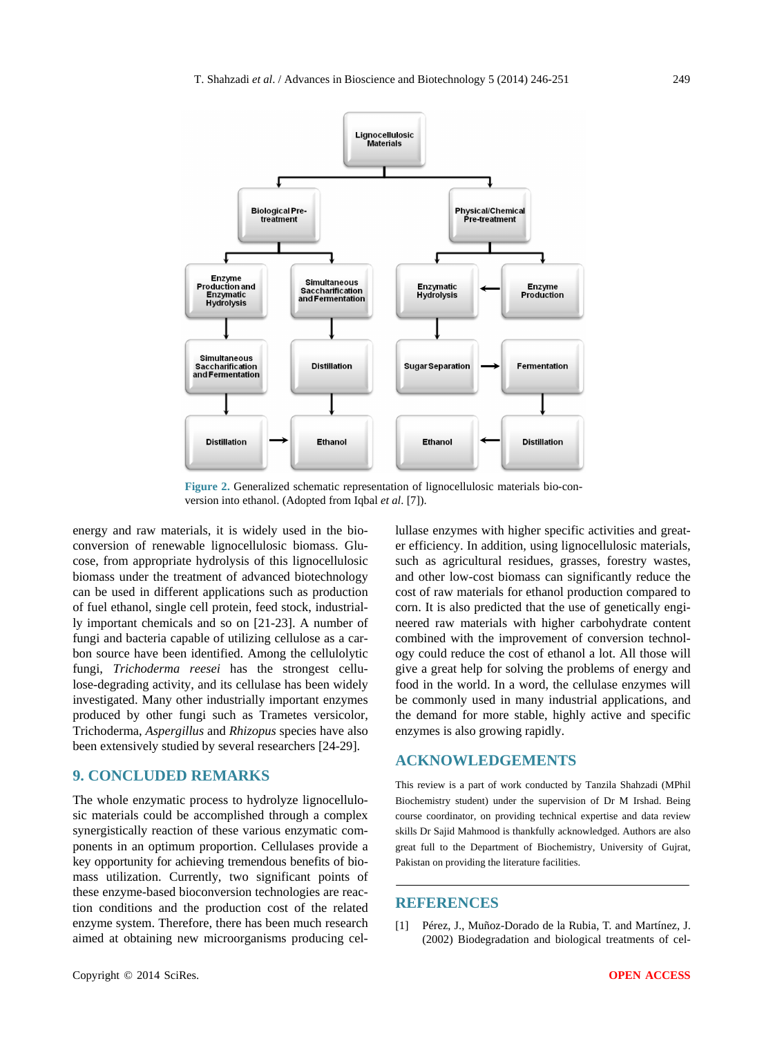Lignocellulosic Materials

Biological Pre-treatment

Physical/Chemical Pre-treatment

Enzyme Production and Enzymatic Hydrolysis

Simultaneous Saccharification and Fermentation

Enzymatic Hydrolysis

Enzyme Production

Simultaneous Saccharification and Fermentation

Distillation

Sugar Separation

Fermentation

Distillation

Ethanol

Ethanol

Distillation

**Figure 2.** Generalized schematic representation of lignocellulosic materials bio-conversion into ethanol. (Adopted from Iqbal *et al*. [7]).

energy and raw materials, it is widely used in the bio-conversion of renewable lignocellulosic biomass. Glucose, from appropriate hydrolysis of this lignocellulosic biomass under the treatment of advanced biotechnology can be used in different applications such as production of fuel ethanol, single cell protein, feed stock, industrially important chemicals and so on [21-23]. A number of fungi and bacteria capable of utilizing cellulose as a carbon source have been identified. Among the cellulolytic fungi, *Trichoderma reesei* has the strongest cellulose-degrading activity, and its cellulase has been widely investigated. Many other industrially important enzymes produced by other fungi such as Trametes versicolor, Trichoderma, *Aspergillus* and *Rhizopus* species have also been extensively studied by several researchers [24-29].

## 9. CONCLUDED REMARKS

The whole enzymatic process to hydrolyze lignocellulosic materials could be accomplished through a complex synergistically reaction of these various enzymatic components in an optimum proportion. Cellulases provide a key opportunity for achieving tremendous benefits of biomass utilization. Currently, two significant points of these enzyme-based bioconversion technologies are reaction conditions and the production cost of the related enzyme system. Therefore, there has been much research aimed at obtaining new microorganisms producing cellulase enzymes with higher specific activities and greater efficiency. In addition, using lignocellulosic materials, such as agricultural residues, grasses, forestry wastes, and other low-cost biomass can significantly reduce the cost of raw materials for ethanol production compared to corn. It is also predicted that the use of genetically engineered raw materials with higher carbohydrate content combined with the improvement of conversion technology could reduce the cost of ethanol a lot. All those will give a great help for solving the problems of energy and food in the world. In a word, the cellulase enzymes will be commonly used in many industrial applications, and the demand for more stable, highly active and specific enzymes is also growing rapidly.

## ACKNOWLEDGEMENTS

This review is a part of work conducted by Tanzila Shahzadi (MPhil Biochemistry student) under the supervision of Dr M Irshad. Being course coordinator, on providing technical expertise and data review skills Dr Sajid Mahmood is thankfully acknowledged. Authors are also great full to the Department of Biochemistry, University of Gujrat, Pakistan on providing the literature facilities.

## REFERENCES

[1] Pérez, J., Muñoz-Dorado de la Rubia, T. and Martínez, J. (2002) Biodegradation and biological treatments of cel-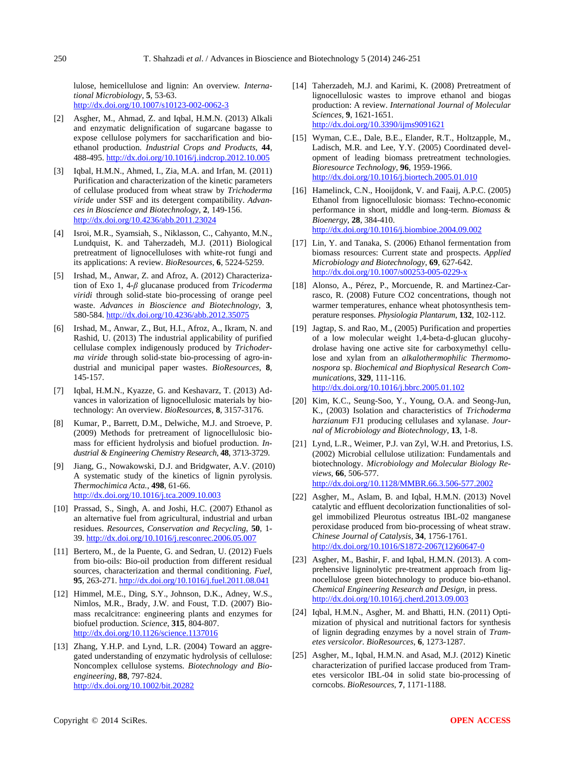lulose, hemicellulose and lignin: An overview. *International Microbiology*, **5**, 53-63. http://dx.doi.org/10.1007/s10123-002-0062-3

[2] Asgher, M., Ahmad, Z. and Iqbal, H.M.N. (2013) Alkali and enzymatic delignification of sugarcane bagasse to expose cellulose polymers for saccharification and bio-ethanol production. *Industrial Crops and Products*, **44**, 488-495. http://dx.doi.org/10.1016/j.indcrop.2012.10.005

[3] Iqbal, H.M.N., Ahmed, I., Zia, M.A. and Irfan, M. (2011) Purification and characterization of the kinetic parameters of cellulase produced from wheat straw by *Trichoderma viride* under SSF and its detergent compatibility. *Advances in Bioscience and Biotechnology*, **2**, 149-156. http://dx.doi.org/10.4236/abb.2011.23024

[4] Isroi, M.R., Syamsiah, S., Niklasson, C., Cahyanto, M.N., Lundquist, K. and Taherzadeh, M.J. (2011) Biological pretreatment of lignocelluloses with white-rot fungi and its applications: A review. *BioResources*, **6**, 5224-5259.

[5] Irshad, M., Anwar, Z. and Afroz, A. (2012) Characterization of Exo 1, 4-*β* glucanase produced from *Tricoderma viridi* through solid-state bio-processing of orange peel waste. *Advances in Bioscience and Biotechnology*, **3**, 580-584. http://dx.doi.org/10.4236/abb.2012.35075

[6] Irshad, M., Anwar, Z., But, H.I., Afroz, A., Ikram, N. and Rashid, U. (2013) The industrial applicability of purified cellulase complex indigenously produced by *Trichoderma viride* through solid-state bio-processing of agro-industrial and municipal paper wastes. *BioResources*, **8**, 145-157.

[7] Iqbal, H.M.N., Kyazze, G. and Keshavarz, T. (2013) Advances in valorization of lignocellulosic materials by biotechnology: An overview. *BioResources*, **8**, 3157-3176.

[8] Kumar, P., Barrett, D.M., Delwiche, M.J. and Stroeve, P. (2009) Methods for pretreatment of lignocellulosic biomass for efficient hydrolysis and biofuel production. *Industrial & Engineering Chemistry Research*, **48**, 3713-3729.

[9] Jiang, G., Nowakowski, D.J. and Bridgwater, A.V. (2010) A systematic study of the kinetics of lignin pyrolysis. *Thermochimica Acta.*, **498**, 61-66. http://dx.doi.org/10.1016/j.tca.2009.10.003

[10] Prassad, S., Singh, A. and Joshi, H.C. (2007) Ethanol as an alternative fuel from agricultural, industrial and urban residues. *Resources, Conservation and Recycling*, **50**, 1-39. http://dx.doi.org/10.1016/j.resconrec.2006.05.007

[11] Bertero, M., de la Puente, G. and Sedran, U. (2012) Fuels from bio-oils: Bio-oil production from different residual sources, characterization and thermal conditioning. *Fuel*, **95**, 263-271. http://dx.doi.org/10.1016/j.fuel.2011.08.041

[12] Himmel, M.E., Ding, S.Y., Johnson, D.K., Adney, W.S., Nimlos, M.R., Brady, J.W. and Foust, T.D. (2007) Biomass recalcitrance: engineering plants and enzymes for biofuel production. *Science*, **315**, 804-807. http://dx.doi.org/10.1126/science.1137016

[13] Zhang, Y.H.P. and Lynd, L.R. (2004) Toward an aggregated understanding of enzymatic hydrolysis of cellulose: Noncomplex cellulose systems. *Biotechnology and Bioengineering*, **88**, 797-824. http://dx.doi.org/10.1002/bit.20282

[14] Taherzadeh, M.J. and Karimi, K. (2008) Pretreatment of lignocellulosic wastes to improve ethanol and biogas production: A review. *International Journal of Molecular Sciences*, **9**, 1621-1651. http://dx.doi.org/10.3390/ijms9091621

[15] Wyman, C.E., Dale, B.E., Elander, R.T., Holtzapple, M., Ladisch, M.R. and Lee, Y.Y. (2005) Coordinated development of leading biomass pretreatment technologies. *Bioresource Technology*, **96**, 1959-1966. http://dx.doi.org/10.1016/j.biortech.2005.01.010

[16] Hamelinck, C.N., Hooijdonk, V. and Faaij, A.P.C. (2005) Ethanol from lignocellulosic biomass: Techno-economic performance in short, middle and long-term. *Biomass & Bioenergy*, **28**, 384-410. http://dx.doi.org/10.1016/j.biombioe.2004.09.002

[17] Lin, Y. and Tanaka, S. (2006) Ethanol fermentation from biomass resources: Current state and prospects. *Applied Microbiology and Biotechnology*, **69**, 627-642. http://dx.doi.org/10.1007/s00253-005-0229-x

[18] Alonso, A., Pérez, P., Morcuende, R. and Martinez-Carrasco, R. (2008) Future CO2 concentrations, though not warmer temperatures, enhance wheat photosynthesis temperature responses. *Physiologia Plantarum*, **132**, 102-112.

[19] Jagtap, S. and Rao, M., (2005) Purification and properties of a low molecular weight 1,4-beta-d-glucan glucohydrolase having one active site for carboxymethyl cellulose and xylan from an *alkalothermophilic Thermomonospora* sp. *Biochemical and Biophysical Research Communications*, **329**, 111-116. http://dx.doi.org/10.1016/j.bbrc.2005.01.102

[20] Kim, K.C., Seung-Soo, Y., Young, O.A. and Seong-Jun, K., (2003) Isolation and characteristics of *Trichoderma harzianum* FJ1 producing cellulases and xylanase. *Journal of Microbiology and Biotechnology*, **13**, 1-8.

[21] Lynd, L.R., Weimer, P.J. van Zyl, W.H. and Pretorius, I.S. (2002) Microbial cellulose utilization: Fundamentals and biotechnology. *Microbiology and Molecular Biology Reviews*, **66**, 506-577. http://dx.doi.org/10.1128/MMBR.66.3.506-577.2002

[22] Asgher, M., Aslam, B. and Iqbal, H.M.N. (2013) Novel catalytic and effluent decolorization functionalities of sol-gel immobilized Pleurotus ostreatus IBL-02 manganese peroxidase produced from bio-processing of wheat straw. *Chinese Journal of Catalysis*, **34**, 1756-1761. http://dx.doi.org/10.1016/S1872-2067(12)60647-0

[23] Asgher, M., Bashir, F. and Iqbal, H.M.N. (2013). A comprehensive ligninolytic pre-treatment approach from lignocellulose green biotechnology to produce bio-ethanol. *Chemical Engineering Research and Design*, in press. http://dx.doi.org/10.1016/j.cherd.2013.09.003

[24] Iqbal, H.M.N., Asgher, M. and Bhatti, H.N. (2011) Optimization of physical and nutritional factors for synthesis of lignin degrading enzymes by a novel strain of *Trametes versicolor*. *BioResources*, **6**, 1273-1287.

[25] Asgher, M., Iqbal, H.M.N. and Asad, M.J. (2012) Kinetic characterization of purified laccase produced from Trametes versicolor IBL-04 in solid state bio-processing of corncobs. *BioResources*, **7**, 1171-1188.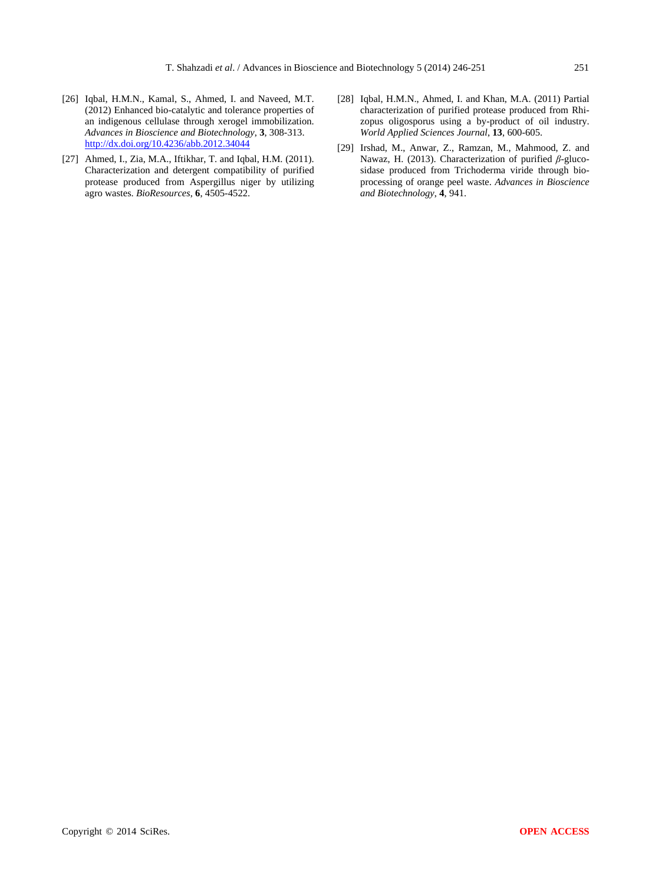[26] Iqbal, H.M.N., Kamal, S., Ahmed, I. and Naveed, M.T. (2012) Enhanced bio-catalytic and tolerance properties of an indigenous cellulase through xerogel immobilization. *Advances in Bioscience and Biotechnology*, **3**, 308-313. http://dx.doi.org/10.4236/abb.2012.34044

[27] Ahmed, I., Zia, M.A., Iftikhar, T. and Iqbal, H.M. (2011). Characterization and detergent compatibility of purified protease produced from Aspergillus niger by utilizing agro wastes. *BioResources*, **6**, 4505-4522.

[28] Iqbal, H.M.N., Ahmed, I. and Khan, M.A. (2011) Partial characterization of purified protease produced from Rhizopus oligosporus using a by-product of oil industry. *World Applied Sciences Journal*, **13**, 600-605.

[29] Irshad, M., Anwar, Z., Ramzan, M., Mahmood, Z. and Nawaz, H. (2013). Characterization of purified *β*-glucosidase produced from Trichoderma viride through bioprocessing of orange peel waste. *Advances in Bioscience and Biotechnology*, **4**, 941.